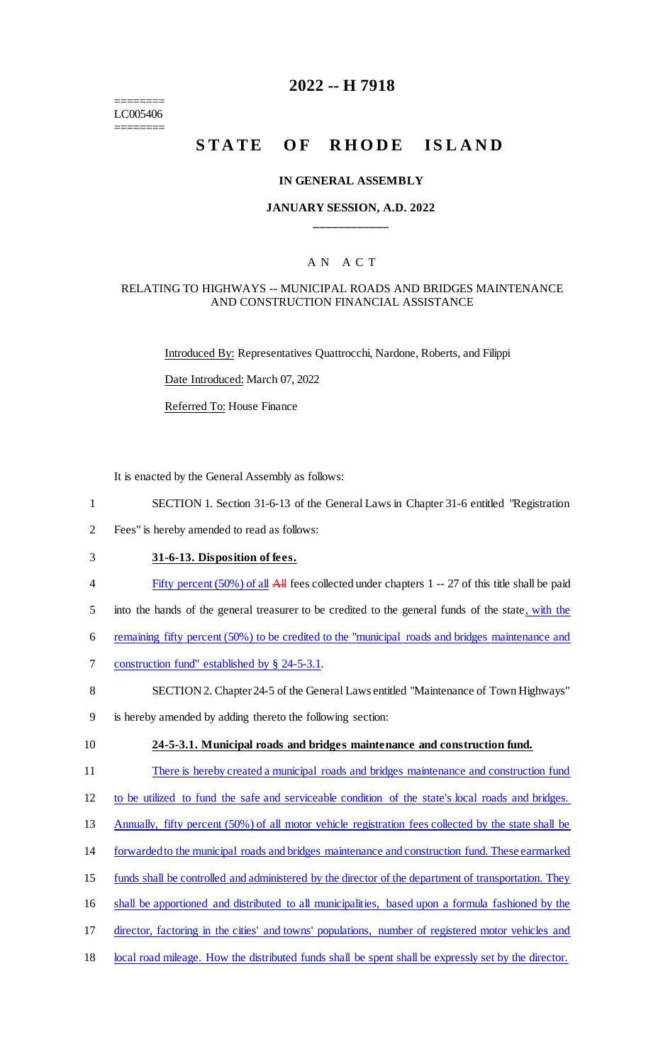========
LC005406
========

# 2022 -- H 7918

# STATE OF RHODE ISLAND

### IN GENERAL ASSEMBLY

### JANUARY SESSION, A.D. 2022

## A N A C T

### RELATING TO HIGHWAYS -- MUNICIPAL ROADS AND BRIDGES MAINTENANCE AND CONSTRUCTION FINANCIAL ASSISTANCE

Introduced By: Representatives Quattrocchi, Nardone, Roberts, and Filippi

Date Introduced: March 07, 2022

Referred To: House Finance

It is enacted by the General Assembly as follows:

1 SECTION 1. Section 31-6-13 of the General Laws in Chapter 31-6 entitled "Registration
2 Fees" is hereby amended to read as follows:

3 **31-6-13. Disposition of fees.**

4 Fifty percent (50%) of all ~~All~~ fees collected under chapters 1 -- 27 of this title shall be paid
5 into the hands of the general treasurer to be credited to the general funds of the state, with the
6 remaining fifty percent (50%) to be credited to the "municipal roads and bridges maintenance and
7 construction fund" established by § 24-5-3.1.

8 SECTION 2. Chapter 24-5 of the General Laws entitled "Maintenance of Town Highways"
9 is hereby amended by adding thereto the following section:

10 **24-5-3.1. Municipal roads and bridges maintenance and construction fund.**

11 There is hereby created a municipal roads and bridges maintenance and construction fund
12 to be utilized to fund the safe and serviceable condition of the state's local roads and bridges.
13 Annually, fifty percent (50%) of all motor vehicle registration fees collected by the state shall be
14 forwarded to the municipal roads and bridges maintenance and construction fund. These earmarked
15 funds shall be controlled and administered by the director of the department of transportation. They
16 shall be apportioned and distributed to all municipalities, based upon a formula fashioned by the
17 director, factoring in the cities' and towns' populations, number of registered motor vehicles and
18 local road mileage. How the distributed funds shall be spent shall be expressly set by the director.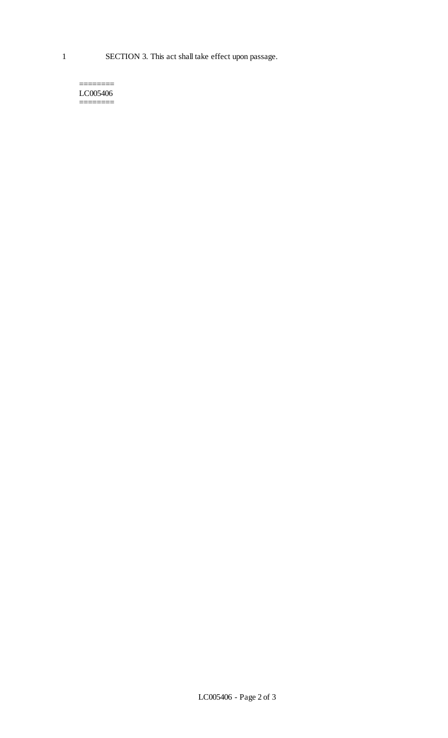SECTION 3. This act shall take effect upon passage.

========
LC005406
========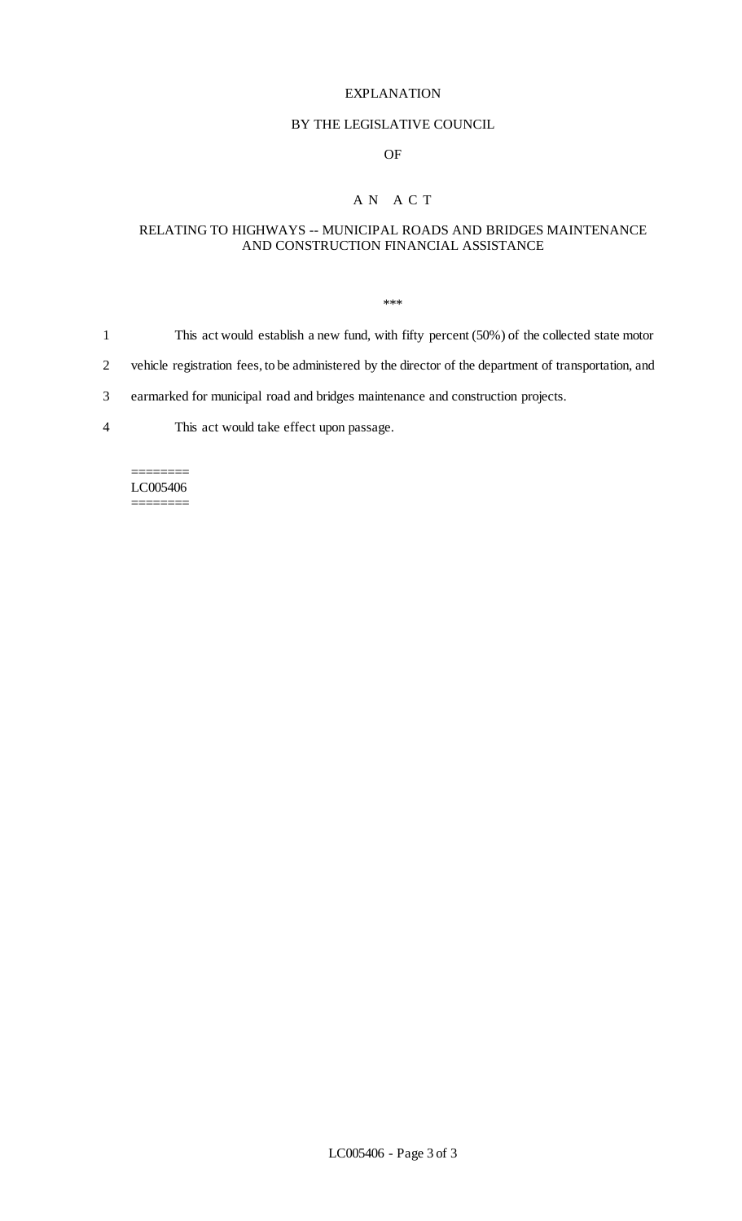EXPLANATION

BY THE LEGISLATIVE COUNCIL

OF

A N A C T

RELATING TO HIGHWAYS -- MUNICIPAL ROADS AND BRIDGES MAINTENANCE AND CONSTRUCTION FINANCIAL ASSISTANCE

\*\*\*

This act would establish a new fund, with fifty percent (50%) of the collected state motor vehicle registration fees, to be administered by the director of the department of transportation, and earmarked for municipal road and bridges maintenance and construction projects.

This act would take effect upon passage.

========
LC005406
========